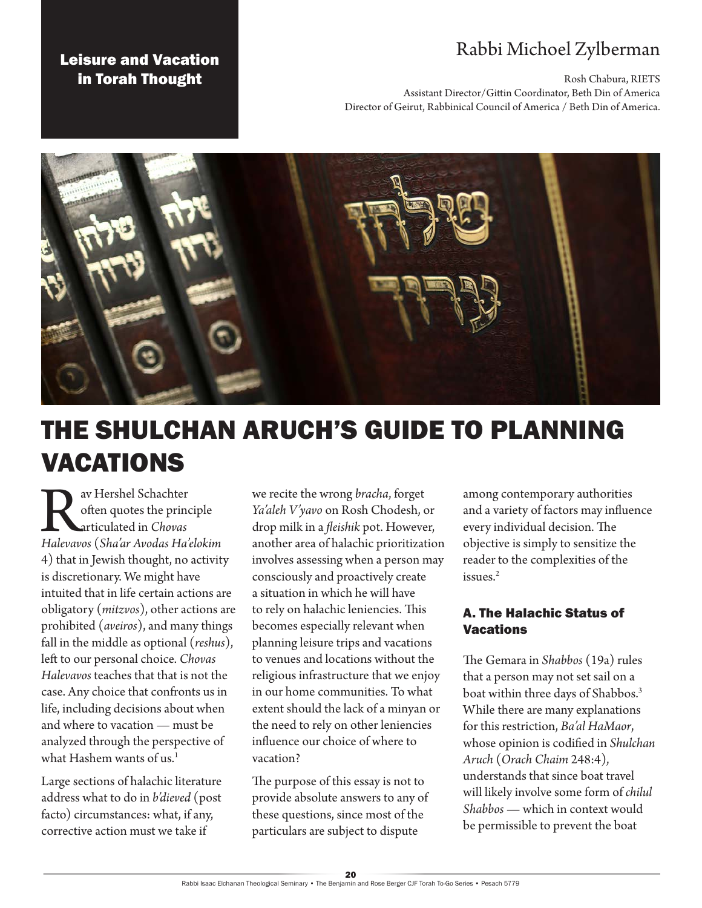Leisure and Vacation in Torah Thought

Rabbi Michoel Zylberman

Rosh Chabura, RIETS
Assistant Director/Gittin Coordinator, Beth Din of America
Director of Geirut, Rabbinical Council of America / Beth Din of America.

# THE SHULCHAN ARUCH'S GUIDE TO PLANNING VACATIONS

Rav Hershel Schachter often quotes the principle articulated in *Chovas Halevavos* (*Sha'ar Avodas Ha'elokim* 4) that in Jewish thought, no activity is discretionary. We might have intuited that in life certain actions are obligatory (*mitzvos*), other actions are prohibited (*aveiros*), and many things fall in the middle as optional (*reshus*), left to our personal choice. *Chovas Halevavos* teaches that that is not the case. Any choice that confronts us in life, including decisions about when and where to vacation — must be analyzed through the perspective of what Hashem wants of us.[1]

Large sections of halachic literature address what to do in *b'dieved* (post facto) circumstances: what, if any, corrective action must we take if we recite the wrong *bracha*, forget *Ya'aleh V'yavo* on Rosh Chodesh, or drop milk in a *fleishik* pot. However, another area of halachic prioritization involves assessing when a person may consciously and proactively create a situation in which he will have to rely on halachic leniencies. This becomes especially relevant when planning leisure trips and vacations to venues and locations without the religious infrastructure that we enjoy in our home communities. To what extent should the lack of a minyan or the need to rely on other leniencies influence our choice of where to vacation?

The purpose of this essay is not to provide absolute answers to any of these questions, since most of the particulars are subject to dispute among contemporary authorities and a variety of factors may influence every individual decision. The objective is simply to sensitize the reader to the complexities of the issues.[2]

## A. The Halachic Status of Vacations

The Gemara in *Shabbos* (19a) rules that a person may not set sail on a boat within three days of Shabbos.[3] While there are many explanations for this restriction, *Ba'al HaMaor*, whose opinion is codified in *Shulchan Aruch* (*Orach Chaim* 248:4), understands that since boat travel will likely involve some form of *chilul Shabbos* — which in context would be permissible to prevent the boat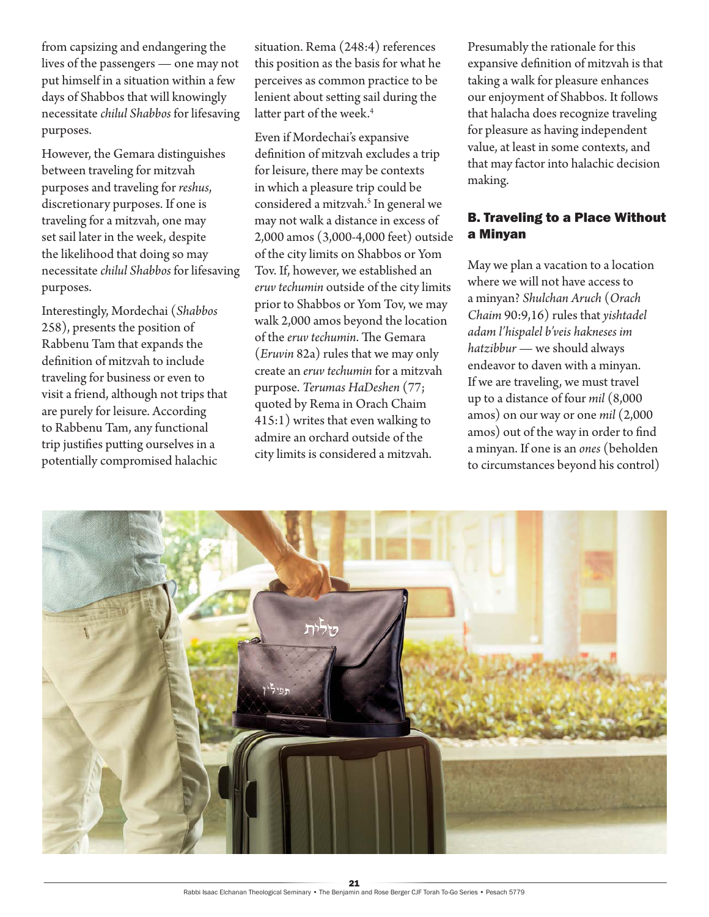from capsizing and endangering the lives of the passengers — one may not put himself in a situation within a few days of Shabbos that will knowingly necessitate *chilul Shabbos* for lifesaving purposes.

However, the Gemara distinguishes between traveling for mitzvah purposes and traveling for *reshus*, discretionary purposes. If one is traveling for a mitzvah, one may set sail later in the week, despite the likelihood that doing so may necessitate *chilul Shabbos* for lifesaving purposes.

Interestingly, Mordechai (*Shabbos* 258), presents the position of Rabbenu Tam that expands the definition of mitzvah to include traveling for business or even to visit a friend, although not trips that are purely for leisure. According to Rabbenu Tam, any functional trip justifies putting ourselves in a potentially compromised halachic situation. Rema (248:4) references this position as the basis for what he perceives as common practice to be lenient about setting sail during the latter part of the week.[4]

Even if Mordechai's expansive definition of mitzvah excludes a trip for leisure, there may be contexts in which a pleasure trip could be considered a mitzvah.[5] In general we may not walk a distance in excess of 2,000 amos (3,000-4,000 feet) outside of the city limits on Shabbos or Yom Tov. If, however, we established an *eruv techumin* outside of the city limits prior to Shabbos or Yom Tov, we may walk 2,000 amos beyond the location of the *eruv techumin*. The Gemara (*Eruvin* 82a) rules that we may only create an *eruv techumin* for a mitzvah purpose. *Terumas HaDeshen* (77; quoted by Rema in Orach Chaim 415:1) writes that even walking to admire an orchard outside of the city limits is considered a mitzvah.

Presumably the rationale for this expansive definition of mitzvah is that taking a walk for pleasure enhances our enjoyment of Shabbos. It follows that halacha does recognize traveling for pleasure as having independent value, at least in some contexts, and that may factor into halachic decision making.

### B. Traveling to a Place Without a Minyan

May we plan a vacation to a location where we will not have access to a minyan? *Shulchan Aruch* (*Orach Chaim* 90:9,16) rules that *yishtadel adam l'hispalel b'veis hakneses im hatzibbur* — we should always endeavor to daven with a minyan. If we are traveling, we must travel up to a distance of four *mil* (8,000 amos) on our way or one *mil* (2,000 amos) out of the way in order to find a minyan. If one is an *ones* (beholden to circumstances beyond his control)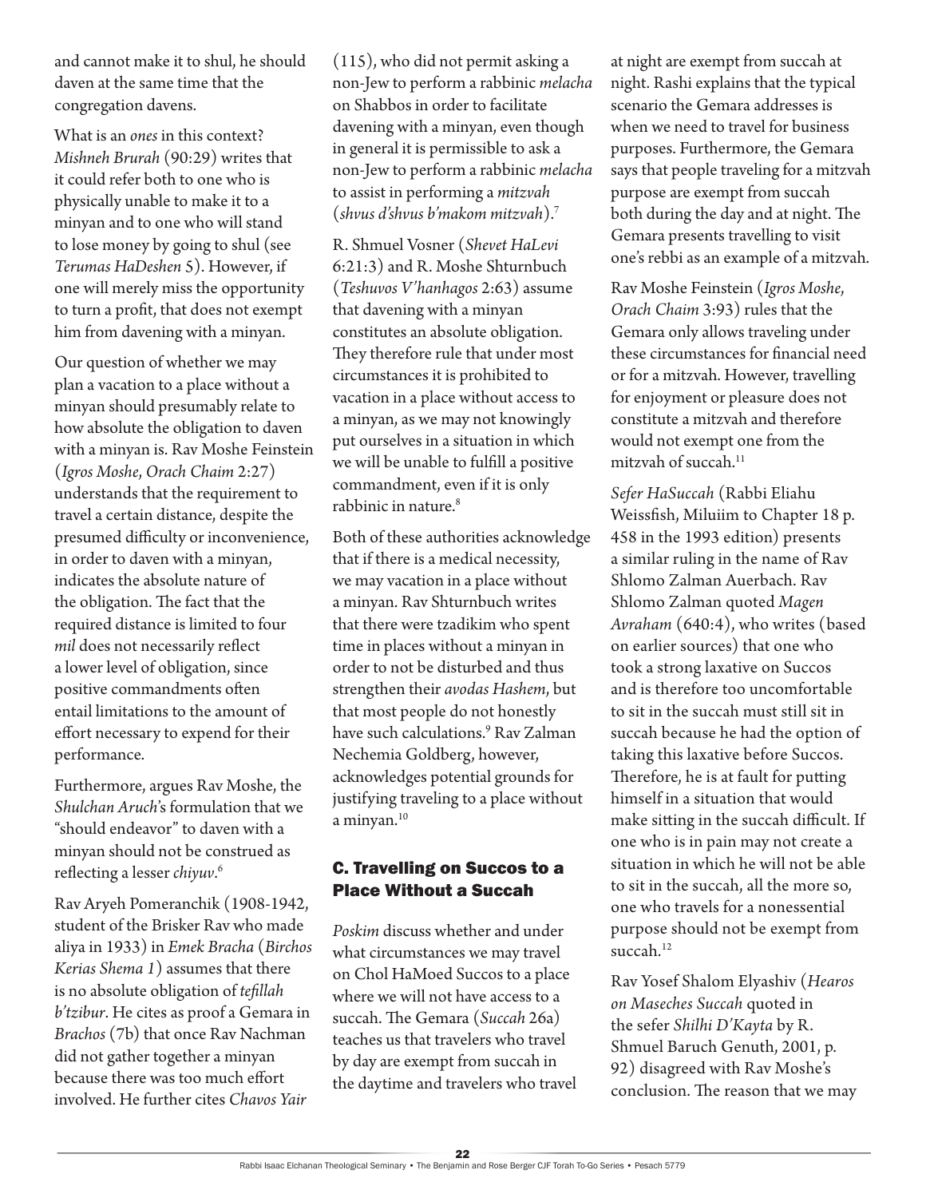and cannot make it to shul, he should daven at the same time that the congregation davens.

What is an *ones* in this context? *Mishneh Brurah* (90:29) writes that it could refer both to one who is physically unable to make it to a minyan and to one who will stand to lose money by going to shul (see *Terumas HaDeshen* 5). However, if one will merely miss the opportunity to turn a profit, that does not exempt him from davening with a minyan.

Our question of whether we may plan a vacation to a place without a minyan should presumably relate to how absolute the obligation to daven with a minyan is. Rav Moshe Feinstein (*Igros Moshe*, *Orach Chaim* 2:27) understands that the requirement to travel a certain distance, despite the presumed difficulty or inconvenience, in order to daven with a minyan, indicates the absolute nature of the obligation. The fact that the required distance is limited to four *mil* does not necessarily reflect a lower level of obligation, since positive commandments often entail limitations to the amount of effort necessary to expend for their performance.

Furthermore, argues Rav Moshe, the *Shulchan Aruch*'s formulation that we "should endeavor" to daven with a minyan should not be construed as reflecting a lesser *chiyuv*.[6]

Rav Aryeh Pomeranchik (1908-1942, student of the Brisker Rav who made aliya in 1933) in *Emek Bracha* (*Birchos Kerias Shema 1*) assumes that there is no absolute obligation of *tefillah b'tzibur*. He cites as proof a Gemara in *Brachos* (7b) that once Rav Nachman did not gather together a minyan because there was too much effort involved. He further cites *Chavos Yair* (115), who did not permit asking a non-Jew to perform a rabbinic *melacha* on Shabbos in order to facilitate davening with a minyan, even though in general it is permissible to ask a non-Jew to perform a rabbinic *melacha* to assist in performing a *mitzvah* (*shvus d'shvus b'makom mitzvah*).[7]

R. Shmuel Vosner (*Shevet HaLevi* 6:21:3) and R. Moshe Shturnbuch (*Teshuvos V'hanhagos* 2:63) assume that davening with a minyan constitutes an absolute obligation. They therefore rule that under most circumstances it is prohibited to vacation in a place without access to a minyan, as we may not knowingly put ourselves in a situation in which we will be unable to fulfill a positive commandment, even if it is only rabbinic in nature.[8]

Both of these authorities acknowledge that if there is a medical necessity, we may vacation in a place without a minyan. Rav Shturnbuch writes that there were tzadikim who spent time in places without a minyan in order to not be disturbed and thus strengthen their *avodas Hashem*, but that most people do not honestly have such calculations.[9] Rav Zalman Nechemia Goldberg, however, acknowledges potential grounds for justifying traveling to a place without a minyan.[10]

### C. Travelling on Succos to a Place Without a Succah

*Poskim* discuss whether and under what circumstances we may travel on Chol HaMoed Succos to a place where we will not have access to a succah. The Gemara (*Succah* 26a) teaches us that travelers who travel by day are exempt from succah in the daytime and travelers who travel at night are exempt from succah at night. Rashi explains that the typical scenario the Gemara addresses is when we need to travel for business purposes. Furthermore, the Gemara says that people traveling for a mitzvah purpose are exempt from succah both during the day and at night. The Gemara presents travelling to visit one's rebbi as an example of a mitzvah.

Rav Moshe Feinstein (*Igros Moshe*, *Orach Chaim* 3:93) rules that the Gemara only allows traveling under these circumstances for financial need or for a mitzvah. However, travelling for enjoyment or pleasure does not constitute a mitzvah and therefore would not exempt one from the mitzvah of succah.[11]

*Sefer HaSuccah* (Rabbi Eliahu Weissfish, Miluiim to Chapter 18 p. 458 in the 1993 edition) presents a similar ruling in the name of Rav Shlomo Zalman Auerbach. Rav Shlomo Zalman quoted *Magen Avraham* (640:4), who writes (based on earlier sources) that one who took a strong laxative on Succos and is therefore too uncomfortable to sit in the succah must still sit in succah because he had the option of taking this laxative before Succos. Therefore, he is at fault for putting himself in a situation that would make sitting in the succah difficult. If one who is in pain may not create a situation in which he will not be able to sit in the succah, all the more so, one who travels for a nonessential purpose should not be exempt from succah.[12]

Rav Yosef Shalom Elyashiv (*Hearos on Maseches Succah* quoted in the sefer *Shilhi D'Kayta* by R. Shmuel Baruch Genuth, 2001, p. 92) disagreed with Rav Moshe's conclusion. The reason that we may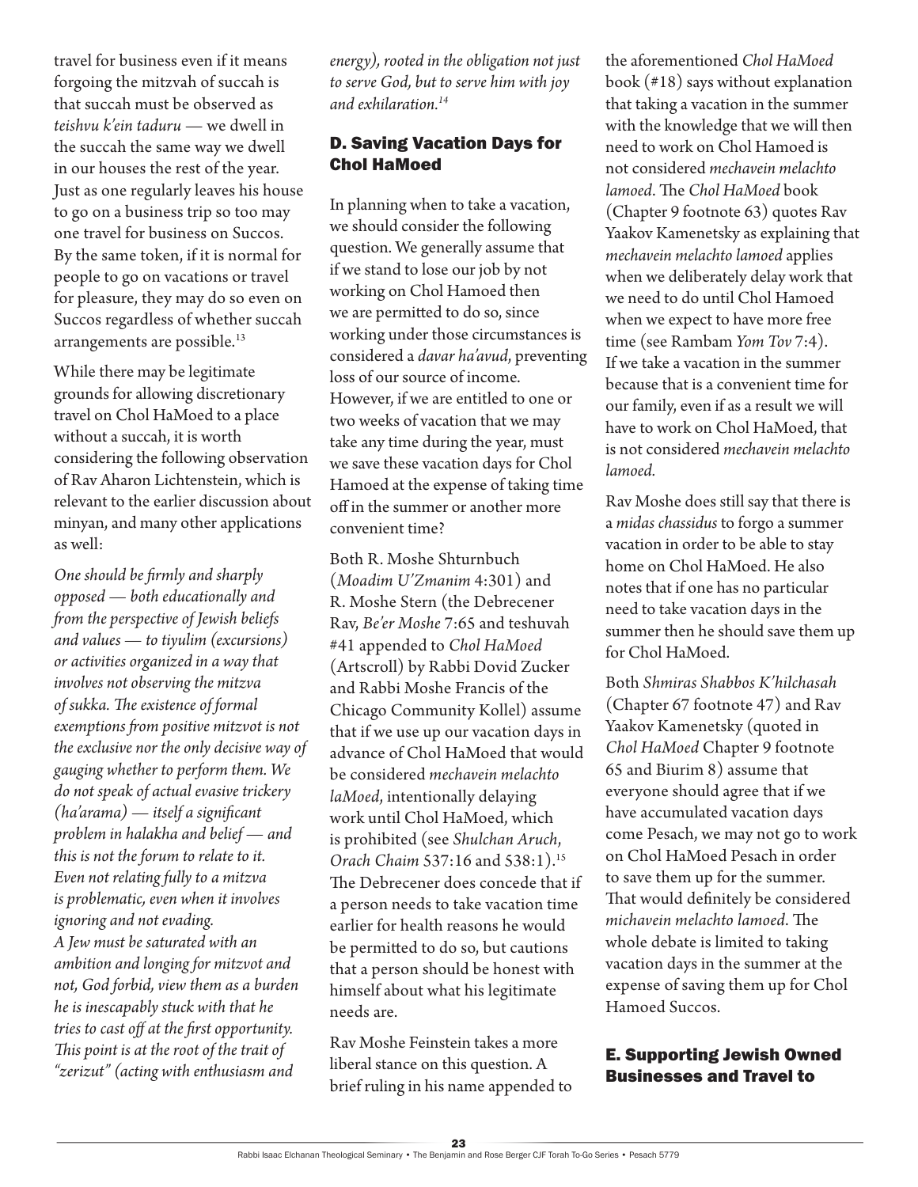travel for business even if it means forgoing the mitzvah of succah is that succah must be observed as *teishvu k'ein taduru* — we dwell in the succah the same way we dwell in our houses the rest of the year. Just as one regularly leaves his house to go on a business trip so too may one travel for business on Succos. By the same token, if it is normal for people to go on vacations or travel for pleasure, they may do so even on Succos regardless of whether succah arrangements are possible.[13]

While there may be legitimate grounds for allowing discretionary travel on Chol HaMoed to a place without a succah, it is worth considering the following observation of Rav Aharon Lichtenstein, which is relevant to the earlier discussion about minyan, and many other applications as well:

*One should be firmly and sharply opposed — both educationally and from the perspective of Jewish beliefs and values — to tiyulim (excursions) or activities organized in a way that involves not observing the mitzva of sukka. The existence of formal exemptions from positive mitzvot is not the exclusive nor the only decisive way of gauging whether to perform them. We do not speak of actual evasive trickery (ha'arama) — itself a significant problem in halakha and belief — and this is not the forum to relate to it. Even not relating fully to a mitzva is problematic, even when it involves ignoring and not evading.*
*A Jew must be saturated with an ambition and longing for mitzvot and not, God forbid, view them as a burden he is inescapably stuck with that he tries to cast off at the first opportunity. This point is at the root of the trait of "zerizut" (acting with enthusiasm and energy), rooted in the obligation not just to serve God, but to serve him with joy and exhilaration.[14]*

### D. Saving Vacation Days for Chol HaMoed

In planning when to take a vacation, we should consider the following question. We generally assume that if we stand to lose our job by not working on Chol Hamoed then we are permitted to do so, since working under those circumstances is considered a *davar ha'avud*, preventing loss of our source of income. However, if we are entitled to one or two weeks of vacation that we may take any time during the year, must we save these vacation days for Chol Hamoed at the expense of taking time off in the summer or another more convenient time?

Both R. Moshe Shturnbuch (*Moadim U'Zmanim* 4:301) and R. Moshe Stern (the Debrecener Rav, *Be'er Moshe* 7:65 and teshuvah #41 appended to *Chol HaMoed* (Artscroll) by Rabbi Dovid Zucker and Rabbi Moshe Francis of the Chicago Community Kollel) assume that if we use up our vacation days in advance of Chol HaMoed that would be considered *mechavein melachto laMoed*, intentionally delaying work until Chol HaMoed, which is prohibited (see *Shulchan Aruch, Orach Chaim* 537:16 and 538:1).[15] The Debrecener does concede that if a person needs to take vacation time earlier for health reasons he would be permitted to do so, but cautions that a person should be honest with himself about what his legitimate needs are.

Rav Moshe Feinstein takes a more liberal stance on this question. A brief ruling in his name appended to the aforementioned *Chol HaMoed* book (#18) says without explanation that taking a vacation in the summer with the knowledge that we will then need to work on Chol Hamoed is not considered *mechavein melachto lamoed*. The *Chol HaMoed* book (Chapter 9 footnote 63) quotes Rav Yaakov Kamenetsky as explaining that *mechavein melachto lamoed* applies when we deliberately delay work that we need to do until Chol Hamoed when we expect to have more free time (see Rambam *Yom Tov* 7:4). If we take a vacation in the summer because that is a convenient time for our family, even if as a result we will have to work on Chol HaMoed, that is not considered *mechavein melachto lamoed.*

Rav Moshe does still say that there is a *midas chassidus* to forgo a summer vacation in order to be able to stay home on Chol HaMoed. He also notes that if one has no particular need to take vacation days in the summer then he should save them up for Chol HaMoed.

Both *Shmiras Shabbos K'hilchasah* (Chapter 67 footnote 47) and Rav Yaakov Kamenetsky (quoted in *Chol HaMoed* Chapter 9 footnote 65 and Biurim 8) assume that everyone should agree that if we have accumulated vacation days come Pesach, we may not go to work on Chol HaMoed Pesach in order to save them up for the summer. That would definitely be considered *michavein melachto lamoed*. The whole debate is limited to taking vacation days in the summer at the expense of saving them up for Chol Hamoed Succos.

### E. Supporting Jewish Owned Businesses and Travel to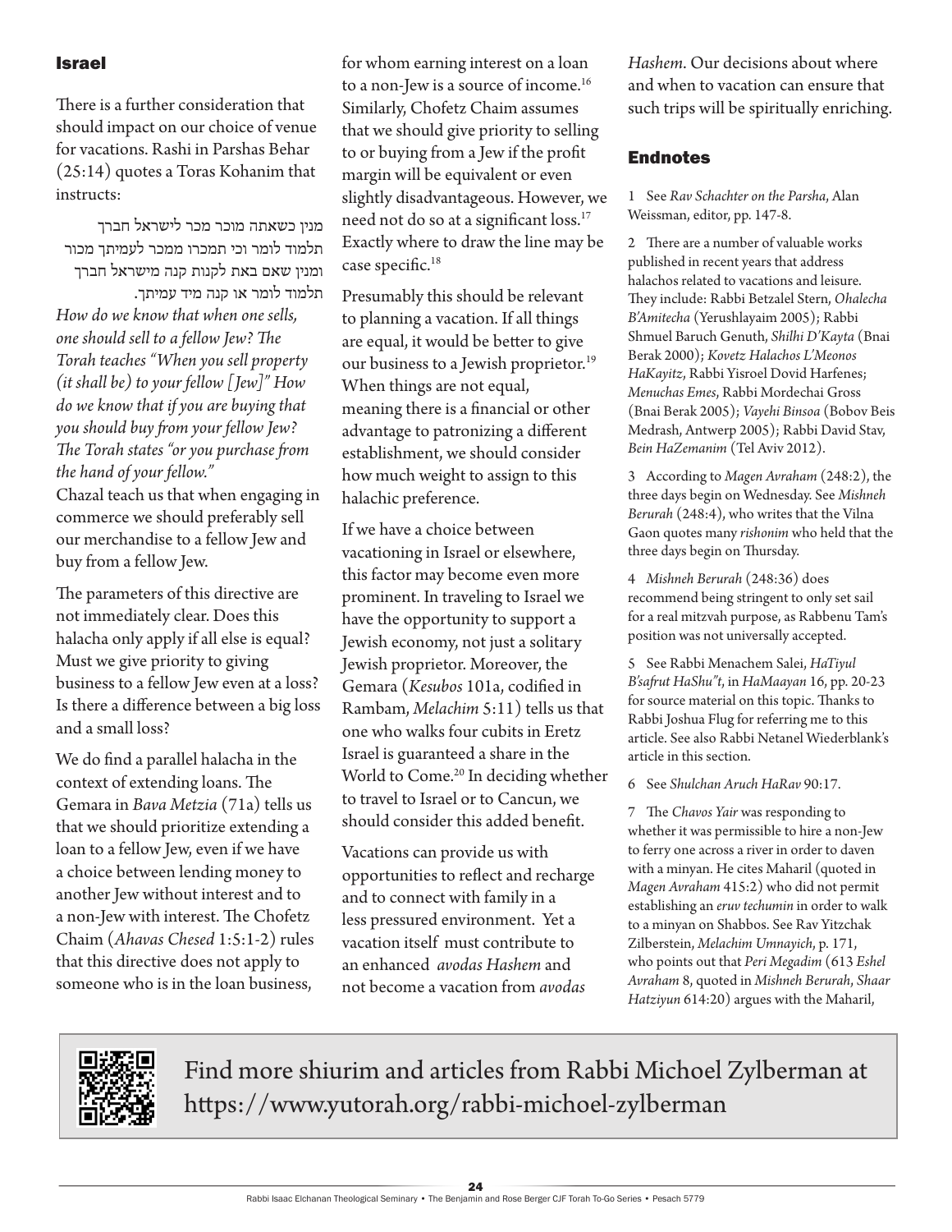## Israel

There is a further consideration that should impact on our choice of venue for vacations. Rashi in Parshas Behar (25:14) quotes a Toras Kohanim that instructs:

מנין כשאתה מוכר מכר לישראל חברך תלמוד לומר וכי תמכרו ממכר לעמיתך מכור ומנין שאם באת לקנות קנה מישראל חברך תלמוד לומר או קנה מיד עמיתך.

*How do we know that when one sells, one should sell to a fellow Jew? The Torah teaches "When you sell property (it shall be) to your fellow [Jew]" How do we know that if you are buying that you should buy from your fellow Jew? The Torah states "or you purchase from the hand of your fellow."*

Chazal teach us that when engaging in commerce we should preferably sell our merchandise to a fellow Jew and buy from a fellow Jew.

The parameters of this directive are not immediately clear. Does this halacha only apply if all else is equal? Must we give priority to giving business to a fellow Jew even at a loss? Is there a difference between a big loss and a small loss?

We do find a parallel halacha in the context of extending loans. The Gemara in *Bava Metzia* (71a) tells us that we should prioritize extending a loan to a fellow Jew, even if we have a choice between lending money to another Jew without interest and to a non-Jew with interest. The Chofetz Chaim (*Ahavas Chesed* 1:5:1-2) rules that this directive does not apply to someone who is in the loan business, for whom earning interest on a loan to a non-Jew is a source of income.[16] Similarly, Chofetz Chaim assumes that we should give priority to selling to or buying from a Jew if the profit margin will be equivalent or even slightly disadvantageous. However, we need not do so at a significant loss.[17] Exactly where to draw the line may be case specific.[18]

Presumably this should be relevant to planning a vacation. If all things are equal, it would be better to give our business to a Jewish proprietor.[19] When things are not equal, meaning there is a financial or other advantage to patronizing a different establishment, we should consider how much weight to assign to this halachic preference.

If we have a choice between vacationing in Israel or elsewhere, this factor may become even more prominent. In traveling to Israel we have the opportunity to support a Jewish economy, not just a solitary Jewish proprietor. Moreover, the Gemara (*Kesubos* 101a, codified in Rambam, *Melachim* 5:11) tells us that one who walks four cubits in Eretz Israel is guaranteed a share in the World to Come.[20] In deciding whether to travel to Israel or to Cancun, we should consider this added benefit.

Vacations can provide us with opportunities to reflect and recharge and to connect with family in a less pressured environment. Yet a vacation itself must contribute to an enhanced *avodas Hashem* and not become a vacation from *avodas Hashem*. Our decisions about where and when to vacation can ensure that such trips will be spiritually enriching.

## Endnotes

1 See *Rav Schachter on the Parsha*, Alan Weissman, editor, pp. 147-8.

2 There are a number of valuable works published in recent years that address halachos related to vacations and leisure. They include: Rabbi Betzalel Stern, *Ohalecha B'Amitecha* (Yerushlayaim 2005); Rabbi Shmuel Baruch Genuth, *Shilhi D'Kayta* (Bnai Berak 2000); *Kovetz Halachos L'Meonos HaKayitz*, Rabbi Yisroel Dovid Harfenes; *Menuchas Emes*, Rabbi Mordechai Gross (Bnai Berak 2005); *Vayehi Binsoa* (Bobov Beis Medrash, Antwerp 2005); Rabbi David Stav, *Bein HaZemanim* (Tel Aviv 2012).

3 According to *Magen Avraham* (248:2), the three days begin on Wednesday. See *Mishneh Berurah* (248:4), who writes that the Vilna Gaon quotes many *rishonim* who held that the three days begin on Thursday.

4 *Mishneh Berurah* (248:36) does recommend being stringent to only set sail for a real mitzvah purpose, as Rabbenu Tam's position was not universally accepted.

5 See Rabbi Menachem Salei, *HaTiyul B'safrut HaShu"t*, in *HaMaayan* 16, pp. 20-23 for source material on this topic. Thanks to Rabbi Joshua Flug for referring me to this article. See also Rabbi Netanel Wiederblank's article in this section.

6 See *Shulchan Aruch HaRav* 90:17.

7 The *Chavos Yair* was responding to whether it was permissible to hire a non-Jew to ferry one across a river in order to daven with a minyan. He cites Maharil (quoted in *Magen Avraham* 415:2) who did not permit establishing an *eruv techumin* in order to walk to a minyan on Shabbos. See Rav Yitzchak Zilberstein, *Melachim Umnayich*, p. 171, who points out that *Peri Megadim* (613 *Eshel Avraham* 8, quoted in *Mishneh Berurah*, *Shaar Hatziyun* 614:20) argues with the Maharil,

Find more shiurim and articles from Rabbi Michoel Zylberman at https://www.yutorah.org/rabbi-michoel-zylberman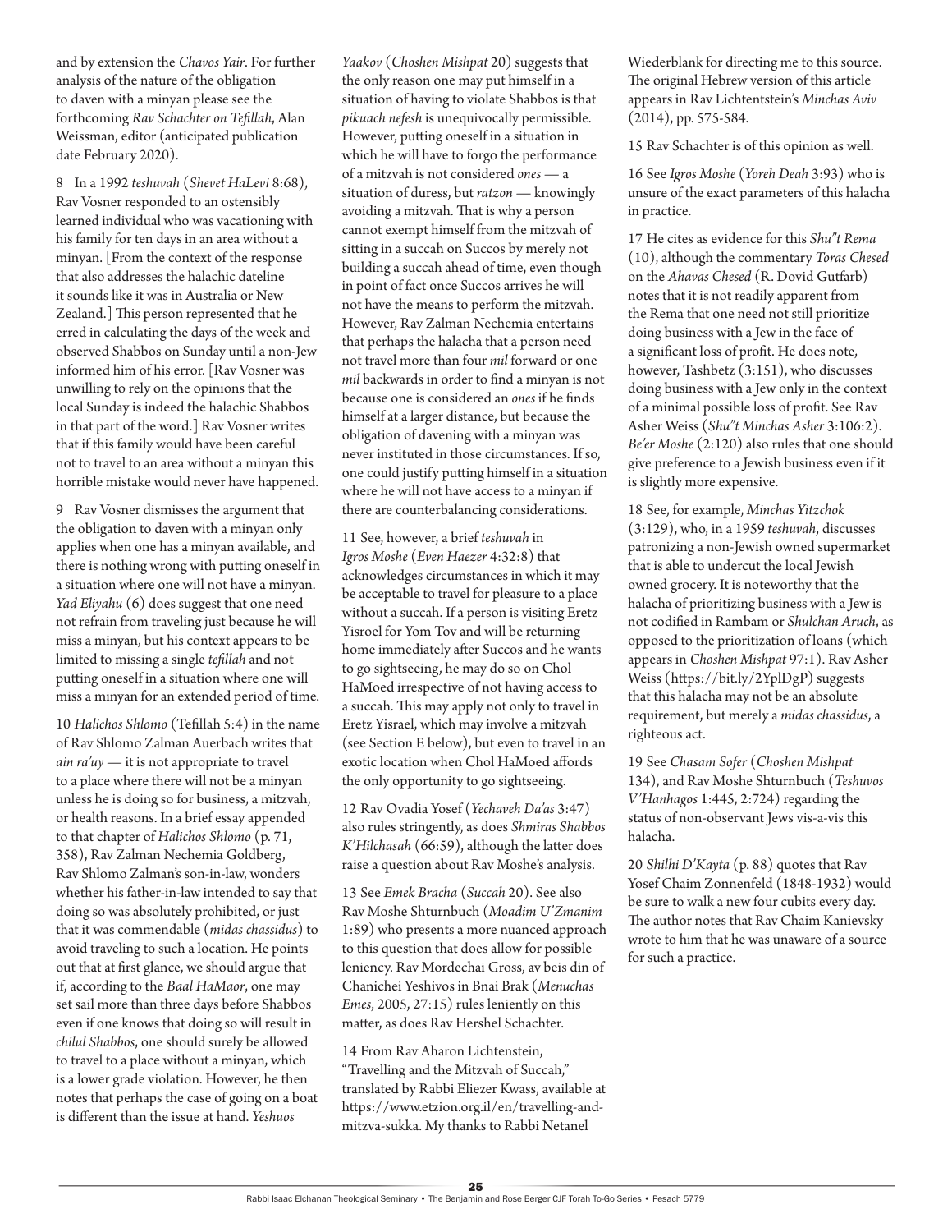and by extension the *Chavos Yair*. For further analysis of the nature of the obligation to daven with a minyan please see the forthcoming *Rav Schachter on Tefillah*, Alan Weissman, editor (anticipated publication date February 2020).

8 In a 1992 *teshuvah* (*Shevet HaLevi* 8:68), Rav Vosner responded to an ostensibly learned individual who was vacationing with his family for ten days in an area without a minyan. [From the context of the response that also addresses the halachic dateline it sounds like it was in Australia or New Zealand.] This person represented that he erred in calculating the days of the week and observed Shabbos on Sunday until a non-Jew informed him of his error. [Rav Vosner was unwilling to rely on the opinions that the local Sunday is indeed the halachic Shabbos in that part of the word.] Rav Vosner writes that if this family would have been careful not to travel to an area without a minyan this horrible mistake would never have happened.

9 Rav Vosner dismisses the argument that the obligation to daven with a minyan only applies when one has a minyan available, and there is nothing wrong with putting oneself in a situation where one will not have a minyan. *Yad Eliyahu* (6) does suggest that one need not refrain from traveling just because he will miss a minyan, but his context appears to be limited to missing a single *tefillah* and not putting oneself in a situation where one will miss a minyan for an extended period of time.

10 *Halichos Shlomo* (Tefillah 5:4) in the name of Rav Shlomo Zalman Auerbach writes that *ain ra'uy* — it is not appropriate to travel to a place where there will not be a minyan unless he is doing so for business, a mitzvah, or health reasons. In a brief essay appended to that chapter of *Halichos Shlomo* (p. 71, 358), Rav Zalman Nechemia Goldberg, Rav Shlomo Zalman's son-in-law, wonders whether his father-in-law intended to say that doing so was absolutely prohibited, or just that it was commendable (*midas chassidus*) to avoid traveling to such a location. He points out that at first glance, we should argue that if, according to the *Baal HaMaor*, one may set sail more than three days before Shabbos even if one knows that doing so will result in *chilul Shabbos*, one should surely be allowed to travel to a place without a minyan, which is a lower grade violation. However, he then notes that perhaps the case of going on a boat is different than the issue at hand. *Yeshuos Yaakov* (*Choshen Mishpat* 20) suggests that the only reason one may put himself in a situation of having to violate Shabbos is that *pikuach nefesh* is unequivocally permissible. However, putting oneself in a situation in which he will have to forgo the performance of a mitzvah is not considered *ones* — a situation of duress, but *ratzon* — knowingly avoiding a mitzvah. That is why a person cannot exempt himself from the mitzvah of sitting in a succah on Succos by merely not building a succah ahead of time, even though in point of fact once Succos arrives he will not have the means to perform the mitzvah. However, Rav Zalman Nechemia entertains that perhaps the halacha that a person need not travel more than four *mil* forward or one *mil* backwards in order to find a minyan is not because one is considered an *ones* if he finds himself at a larger distance, but because the obligation of davening with a minyan was never instituted in those circumstances. If so, one could justify putting himself in a situation where he will not have access to a minyan if there are counterbalancing considerations.

11 See, however, a brief *teshuvah* in *Igros Moshe* (*Even Haezer* 4:32:8) that acknowledges circumstances in which it may be acceptable to travel for pleasure to a place without a succah. If a person is visiting Eretz Yisroel for Yom Tov and will be returning home immediately after Succos and he wants to go sightseeing, he may do so on Chol HaMoed irrespective of not having access to a succah. This may apply not only to travel in Eretz Yisrael, which may involve a mitzvah (see Section E below), but even to travel in an exotic location when Chol HaMoed affords the only opportunity to go sightseeing.

12 Rav Ovadia Yosef (*Yechaveh Da'as* 3:47) also rules stringently, as does *Shmiras Shabbos K'Hilchasah* (66:59), although the latter does raise a question about Rav Moshe's analysis.

13 See *Emek Bracha* (*Succah* 20). See also Rav Moshe Shturnbuch (*Moadim U'Zmanim* 1:89) who presents a more nuanced approach to this question that does allow for possible leniency. Rav Mordechai Gross, av beis din of Chanichei Yeshivos in Bnai Brak (*Menuchas Emes*, 2005, 27:15) rules leniently on this matter, as does Rav Hershel Schachter.

14 From Rav Aharon Lichtenstein, "Travelling and the Mitzvah of Succah," translated by Rabbi Eliezer Kwass, available at https://www.etzion.org.il/en/travelling-and-mitzva-sukka. My thanks to Rabbi Netanel Wiederblank for directing me to this source. The original Hebrew version of this article appears in Rav Lichtentstein's *Minchas Aviv* (2014), pp. 575-584.

15 Rav Schachter is of this opinion as well.

16 See *Igros Moshe* (*Yoreh Deah* 3:93) who is unsure of the exact parameters of this halacha in practice.

17 He cites as evidence for this *Shu"t Rema* (10), although the commentary *Toras Chesed* on the *Ahavas Chesed* (R. Dovid Gutfarb) notes that it is not readily apparent from the Rema that one need not still prioritize doing business with a Jew in the face of a significant loss of profit. He does note, however, Tashbetz (3:151), who discusses doing business with a Jew only in the context of a minimal possible loss of profit. See Rav Asher Weiss (*Shu"t Minchas Asher* 3:106:2). *Be'er Moshe* (2:120) also rules that one should give preference to a Jewish business even if it is slightly more expensive.

18 See, for example, *Minchas Yitzchok* (3:129), who, in a 1959 *teshuvah*, discusses patronizing a non-Jewish owned supermarket that is able to undercut the local Jewish owned grocery. It is noteworthy that the halacha of prioritizing business with a Jew is not codified in Rambam or *Shulchan Aruch*, as opposed to the prioritization of loans (which appears in *Choshen Mishpat* 97:1). Rav Asher Weiss (https://bit.ly/2YplDgP) suggests that this halacha may not be an absolute requirement, but merely a *midas chassidus*, a righteous act.

19 See *Chasam Sofer* (*Choshen Mishpat* 134), and Rav Moshe Shturnbuch (*Teshuvos V'Hanhagos* 1:445, 2:724) regarding the status of non-observant Jews vis-a-vis this halacha.

20 *Shilhi D'Kayta* (p. 88) quotes that Rav Yosef Chaim Zonnenfeld (1848-1932) would be sure to walk a new four cubits every day. The author notes that Rav Chaim Kanievsky wrote to him that he was unaware of a source for such a practice.